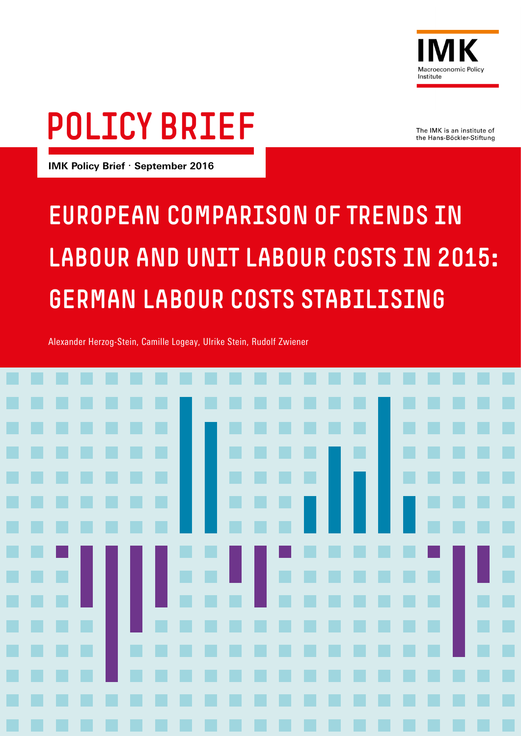IMK

Macroeconomic Policy Institute

# POLICY BRIEF

The IMK is an institute of the Hans-Böckler-Stiftung

**IMK Policy Brief · September 2016**

# EUROPEAN COMPARISON OF TRENDS IN LABOUR AND UNIT LABOUR COSTS IN 2015: GERMAN LABOUR COSTS STABILISING

Alexander Herzog-Stein, Camille Logeay, Ulrike Stein, Rudolf Zwiener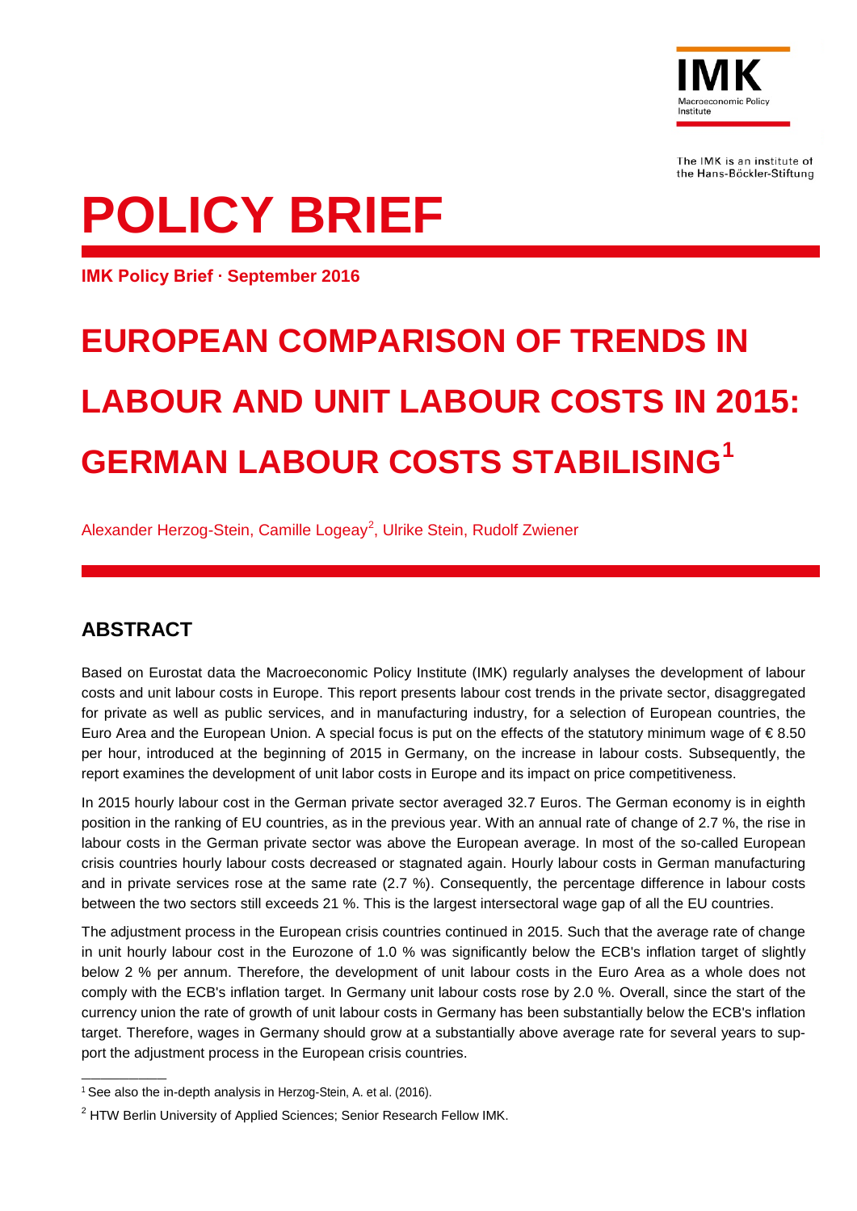# POLICY BRIEF

**IMK Policy Brief · September 2016**

# EUROPEAN COMPARISON OF TRENDS IN LABOUR AND UNIT LABOUR COSTS IN 2015: GERMAN LABOUR COSTS STABILISING[1]

Alexander Herzog-Stein, Camille Logeay[2], Ulrike Stein, Rudolf Zwiener

## ABSTRACT

Based on Eurostat data the Macroeconomic Policy Institute (IMK) regularly analyses the development of labour costs and unit labour costs in Europe. This report presents labour cost trends in the private sector, disaggregated for private as well as public services, and in manufacturing industry, for a selection of European countries, the Euro Area and the European Union. A special focus is put on the effects of the statutory minimum wage of € 8.50 per hour, introduced at the beginning of 2015 in Germany, on the increase in labour costs. Subsequently, the report examines the development of unit labor costs in Europe and its impact on price competitiveness.

In 2015 hourly labour cost in the German private sector averaged 32.7 Euros. The German economy is in eighth position in the ranking of EU countries, as in the previous year. With an annual rate of change of 2.7 %, the rise in labour costs in the German private sector was above the European average. In most of the so-called European crisis countries hourly labour costs decreased or stagnated again. Hourly labour costs in German manufacturing and in private services rose at the same rate (2.7 %). Consequently, the percentage difference in labour costs between the two sectors still exceeds 21 %. This is the largest intersectoral wage gap of all the EU countries.

The adjustment process in the European crisis countries continued in 2015. Such that the average rate of change in unit hourly labour cost in the Eurozone of 1.0 % was significantly below the ECB's inflation target of slightly below 2 % per annum. Therefore, the development of unit labour costs in the Euro Area as a whole does not comply with the ECB's inflation target. In Germany unit labour costs rose by 2.0 %. Overall, since the start of the currency union the rate of growth of unit labour costs in Germany has been substantially below the ECB's inflation target. Therefore, wages in Germany should grow at a substantially above average rate for several years to support the adjustment process in the European crisis countries.

---

[1] See also the in-depth analysis in Herzog-Stein, A. et al. (2016).

[2] HTW Berlin University of Applied Sciences; Senior Research Fellow IMK.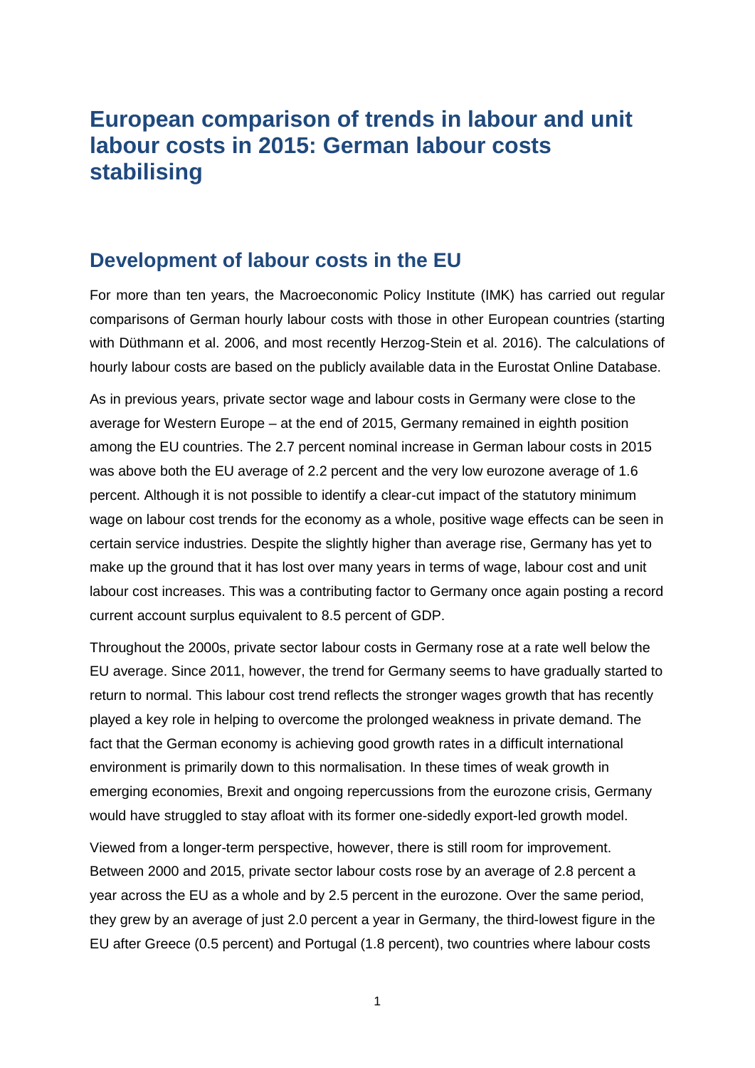# European comparison of trends in labour and unit labour costs in 2015: German labour costs stabilising

## Development of labour costs in the EU

For more than ten years, the Macroeconomic Policy Institute (IMK) has carried out regular comparisons of German hourly labour costs with those in other European countries (starting with Düthmann et al. 2006, and most recently Herzog-Stein et al. 2016). The calculations of hourly labour costs are based on the publicly available data in the Eurostat Online Database.

As in previous years, private sector wage and labour costs in Germany were close to the average for Western Europe – at the end of 2015, Germany remained in eighth position among the EU countries. The 2.7 percent nominal increase in German labour costs in 2015 was above both the EU average of 2.2 percent and the very low eurozone average of 1.6 percent. Although it is not possible to identify a clear-cut impact of the statutory minimum wage on labour cost trends for the economy as a whole, positive wage effects can be seen in certain service industries. Despite the slightly higher than average rise, Germany has yet to make up the ground that it has lost over many years in terms of wage, labour cost and unit labour cost increases. This was a contributing factor to Germany once again posting a record current account surplus equivalent to 8.5 percent of GDP.

Throughout the 2000s, private sector labour costs in Germany rose at a rate well below the EU average. Since 2011, however, the trend for Germany seems to have gradually started to return to normal. This labour cost trend reflects the stronger wages growth that has recently played a key role in helping to overcome the prolonged weakness in private demand. The fact that the German economy is achieving good growth rates in a difficult international environment is primarily down to this normalisation. In these times of weak growth in emerging economies, Brexit and ongoing repercussions from the eurozone crisis, Germany would have struggled to stay afloat with its former one-sidedly export-led growth model.

Viewed from a longer-term perspective, however, there is still room for improvement. Between 2000 and 2015, private sector labour costs rose by an average of 2.8 percent a year across the EU as a whole and by 2.5 percent in the eurozone. Over the same period, they grew by an average of just 2.0 percent a year in Germany, the third-lowest figure in the EU after Greece (0.5 percent) and Portugal (1.8 percent), two countries where labour costs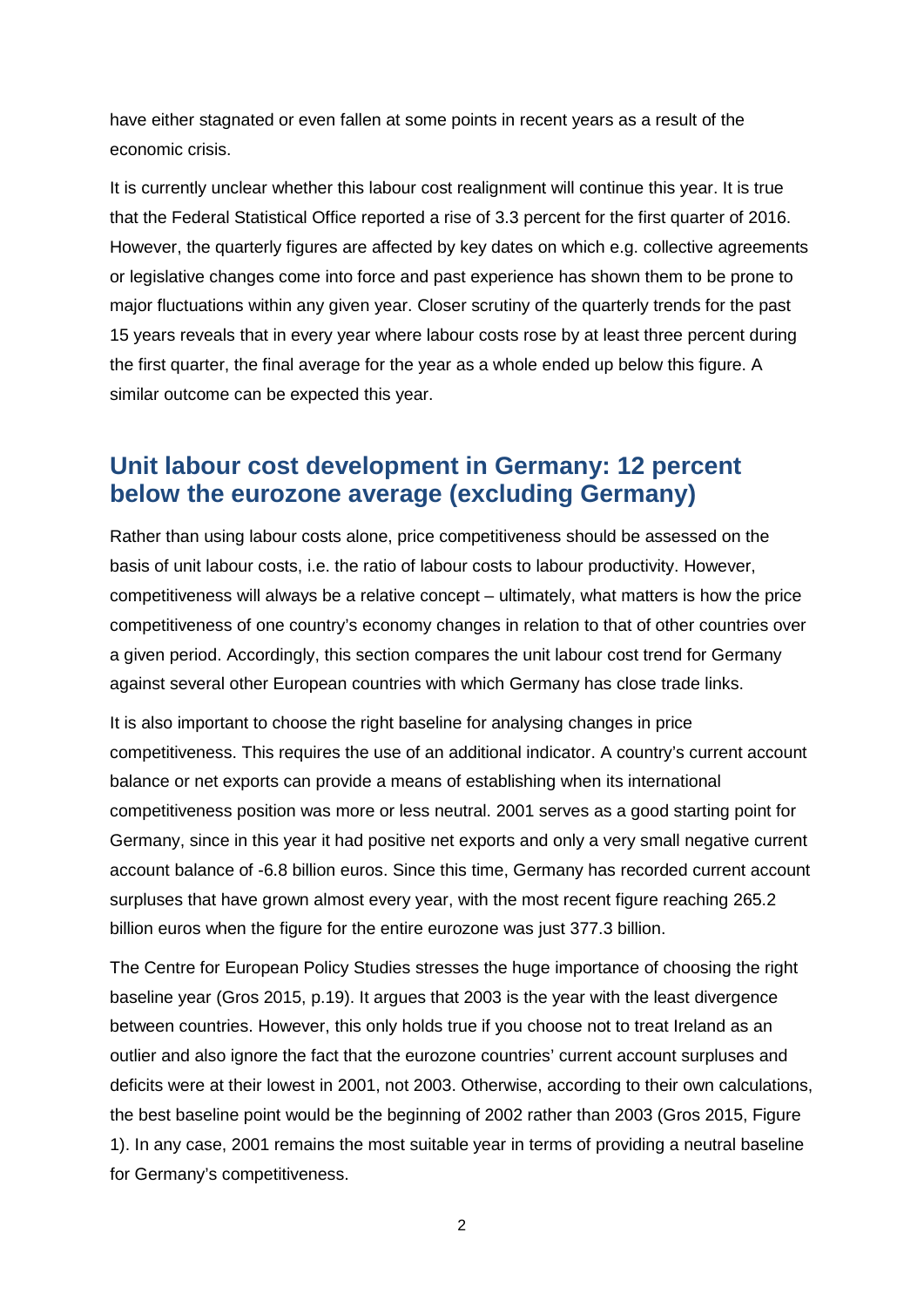have either stagnated or even fallen at some points in recent years as a result of the economic crisis.

It is currently unclear whether this labour cost realignment will continue this year. It is true that the Federal Statistical Office reported a rise of 3.3 percent for the first quarter of 2016. However, the quarterly figures are affected by key dates on which e.g. collective agreements or legislative changes come into force and past experience has shown them to be prone to major fluctuations within any given year. Closer scrutiny of the quarterly trends for the past 15 years reveals that in every year where labour costs rose by at least three percent during the first quarter, the final average for the year as a whole ended up below this figure. A similar outcome can be expected this year.

## Unit labour cost development in Germany: 12 percent below the eurozone average (excluding Germany)

Rather than using labour costs alone, price competitiveness should be assessed on the basis of unit labour costs, i.e. the ratio of labour costs to labour productivity. However, competitiveness will always be a relative concept – ultimately, what matters is how the price competitiveness of one country's economy changes in relation to that of other countries over a given period. Accordingly, this section compares the unit labour cost trend for Germany against several other European countries with which Germany has close trade links.

It is also important to choose the right baseline for analysing changes in price competitiveness. This requires the use of an additional indicator. A country's current account balance or net exports can provide a means of establishing when its international competitiveness position was more or less neutral. 2001 serves as a good starting point for Germany, since in this year it had positive net exports and only a very small negative current account balance of -6.8 billion euros. Since this time, Germany has recorded current account surpluses that have grown almost every year, with the most recent figure reaching 265.2 billion euros when the figure for the entire eurozone was just 377.3 billion.

The Centre for European Policy Studies stresses the huge importance of choosing the right baseline year (Gros 2015, p.19). It argues that 2003 is the year with the least divergence between countries. However, this only holds true if you choose not to treat Ireland as an outlier and also ignore the fact that the eurozone countries' current account surpluses and deficits were at their lowest in 2001, not 2003. Otherwise, according to their own calculations, the best baseline point would be the beginning of 2002 rather than 2003 (Gros 2015, Figure 1). In any case, 2001 remains the most suitable year in terms of providing a neutral baseline for Germany's competitiveness.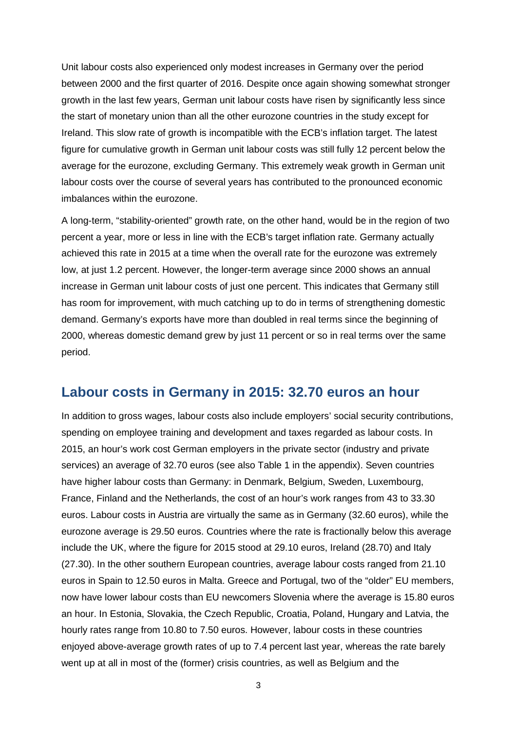Unit labour costs also experienced only modest increases in Germany over the period between 2000 and the first quarter of 2016. Despite once again showing somewhat stronger growth in the last few years, German unit labour costs have risen by significantly less since the start of monetary union than all the other eurozone countries in the study except for Ireland. This slow rate of growth is incompatible with the ECB's inflation target. The latest figure for cumulative growth in German unit labour costs was still fully 12 percent below the average for the eurozone, excluding Germany. This extremely weak growth in German unit labour costs over the course of several years has contributed to the pronounced economic imbalances within the eurozone.

A long-term, "stability-oriented" growth rate, on the other hand, would be in the region of two percent a year, more or less in line with the ECB's target inflation rate. Germany actually achieved this rate in 2015 at a time when the overall rate for the eurozone was extremely low, at just 1.2 percent. However, the longer-term average since 2000 shows an annual increase in German unit labour costs of just one percent. This indicates that Germany still has room for improvement, with much catching up to do in terms of strengthening domestic demand. Germany's exports have more than doubled in real terms since the beginning of 2000, whereas domestic demand grew by just 11 percent or so in real terms over the same period.

## Labour costs in Germany in 2015: 32.70 euros an hour

In addition to gross wages, labour costs also include employers' social security contributions, spending on employee training and development and taxes regarded as labour costs. In 2015, an hour's work cost German employers in the private sector (industry and private services) an average of 32.70 euros (see also Table 1 in the appendix). Seven countries have higher labour costs than Germany: in Denmark, Belgium, Sweden, Luxembourg, France, Finland and the Netherlands, the cost of an hour's work ranges from 43 to 33.30 euros. Labour costs in Austria are virtually the same as in Germany (32.60 euros), while the eurozone average is 29.50 euros. Countries where the rate is fractionally below this average include the UK, where the figure for 2015 stood at 29.10 euros, Ireland (28.70) and Italy (27.30). In the other southern European countries, average labour costs ranged from 21.10 euros in Spain to 12.50 euros in Malta. Greece and Portugal, two of the "older" EU members, now have lower labour costs than EU newcomers Slovenia where the average is 15.80 euros an hour. In Estonia, Slovakia, the Czech Republic, Croatia, Poland, Hungary and Latvia, the hourly rates range from 10.80 to 7.50 euros. However, labour costs in these countries enjoyed above-average growth rates of up to 7.4 percent last year, whereas the rate barely went up at all in most of the (former) crisis countries, as well as Belgium and the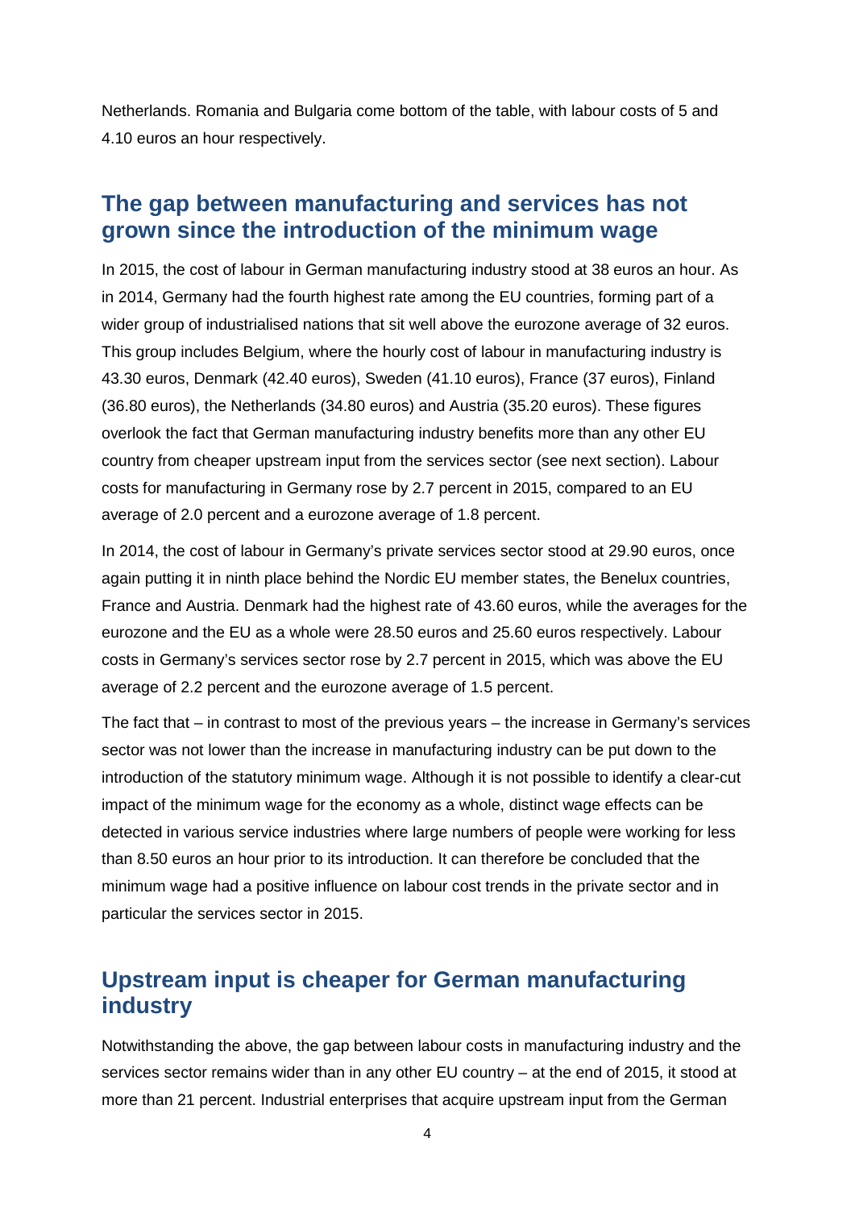Netherlands. Romania and Bulgaria come bottom of the table, with labour costs of 5 and 4.10 euros an hour respectively.

## The gap between manufacturing and services has not grown since the introduction of the minimum wage

In 2015, the cost of labour in German manufacturing industry stood at 38 euros an hour. As in 2014, Germany had the fourth highest rate among the EU countries, forming part of a wider group of industrialised nations that sit well above the eurozone average of 32 euros. This group includes Belgium, where the hourly cost of labour in manufacturing industry is 43.30 euros, Denmark (42.40 euros), Sweden (41.10 euros), France (37 euros), Finland (36.80 euros), the Netherlands (34.80 euros) and Austria (35.20 euros). These figures overlook the fact that German manufacturing industry benefits more than any other EU country from cheaper upstream input from the services sector (see next section). Labour costs for manufacturing in Germany rose by 2.7 percent in 2015, compared to an EU average of 2.0 percent and a eurozone average of 1.8 percent.

In 2014, the cost of labour in Germany's private services sector stood at 29.90 euros, once again putting it in ninth place behind the Nordic EU member states, the Benelux countries, France and Austria. Denmark had the highest rate of 43.60 euros, while the averages for the eurozone and the EU as a whole were 28.50 euros and 25.60 euros respectively. Labour costs in Germany's services sector rose by 2.7 percent in 2015, which was above the EU average of 2.2 percent and the eurozone average of 1.5 percent.

The fact that – in contrast to most of the previous years – the increase in Germany's services sector was not lower than the increase in manufacturing industry can be put down to the introduction of the statutory minimum wage. Although it is not possible to identify a clear-cut impact of the minimum wage for the economy as a whole, distinct wage effects can be detected in various service industries where large numbers of people were working for less than 8.50 euros an hour prior to its introduction. It can therefore be concluded that the minimum wage had a positive influence on labour cost trends in the private sector and in particular the services sector in 2015.

## Upstream input is cheaper for German manufacturing industry

Notwithstanding the above, the gap between labour costs in manufacturing industry and the services sector remains wider than in any other EU country – at the end of 2015, it stood at more than 21 percent. Industrial enterprises that acquire upstream input from the German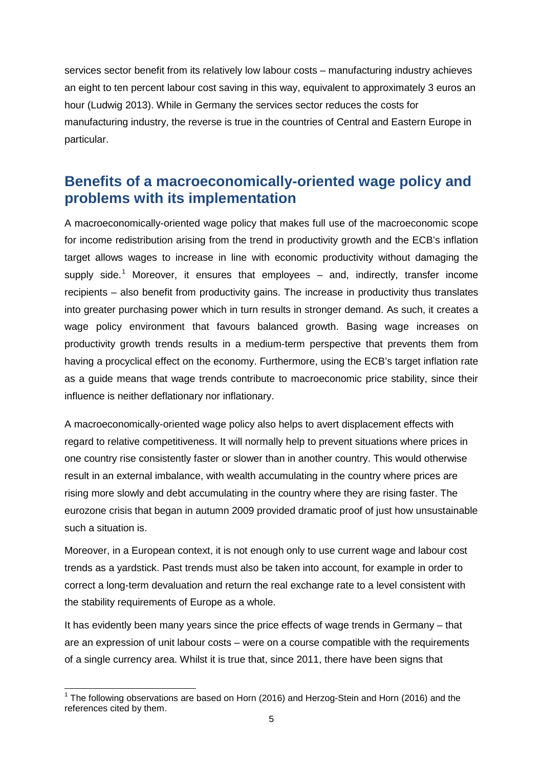services sector benefit from its relatively low labour costs – manufacturing industry achieves an eight to ten percent labour cost saving in this way, equivalent to approximately 3 euros an hour (Ludwig 2013). While in Germany the services sector reduces the costs for manufacturing industry, the reverse is true in the countries of Central and Eastern Europe in particular.

## Benefits of a macroeconomically-oriented wage policy and problems with its implementation

A macroeconomically-oriented wage policy that makes full use of the macroeconomic scope for income redistribution arising from the trend in productivity growth and the ECB's inflation target allows wages to increase in line with economic productivity without damaging the supply side.[1] Moreover, it ensures that employees – and, indirectly, transfer income recipients – also benefit from productivity gains. The increase in productivity thus translates into greater purchasing power which in turn results in stronger demand. As such, it creates a wage policy environment that favours balanced growth. Basing wage increases on productivity growth trends results in a medium-term perspective that prevents them from having a procyclical effect on the economy. Furthermore, using the ECB's target inflation rate as a guide means that wage trends contribute to macroeconomic price stability, since their influence is neither deflationary nor inflationary.

A macroeconomically-oriented wage policy also helps to avert displacement effects with regard to relative competitiveness. It will normally help to prevent situations where prices in one country rise consistently faster or slower than in another country. This would otherwise result in an external imbalance, with wealth accumulating in the country where prices are rising more slowly and debt accumulating in the country where they are rising faster. The eurozone crisis that began in autumn 2009 provided dramatic proof of just how unsustainable such a situation is.

Moreover, in a European context, it is not enough only to use current wage and labour cost trends as a yardstick. Past trends must also be taken into account, for example in order to correct a long-term devaluation and return the real exchange rate to a level consistent with the stability requirements of Europe as a whole.

It has evidently been many years since the price effects of wage trends in Germany – that are an expression of unit labour costs – were on a course compatible with the requirements of a single currency area. Whilst it is true that, since 2011, there have been signs that

[1] The following observations are based on Horn (2016) and Herzog-Stein and Horn (2016) and the references cited by them.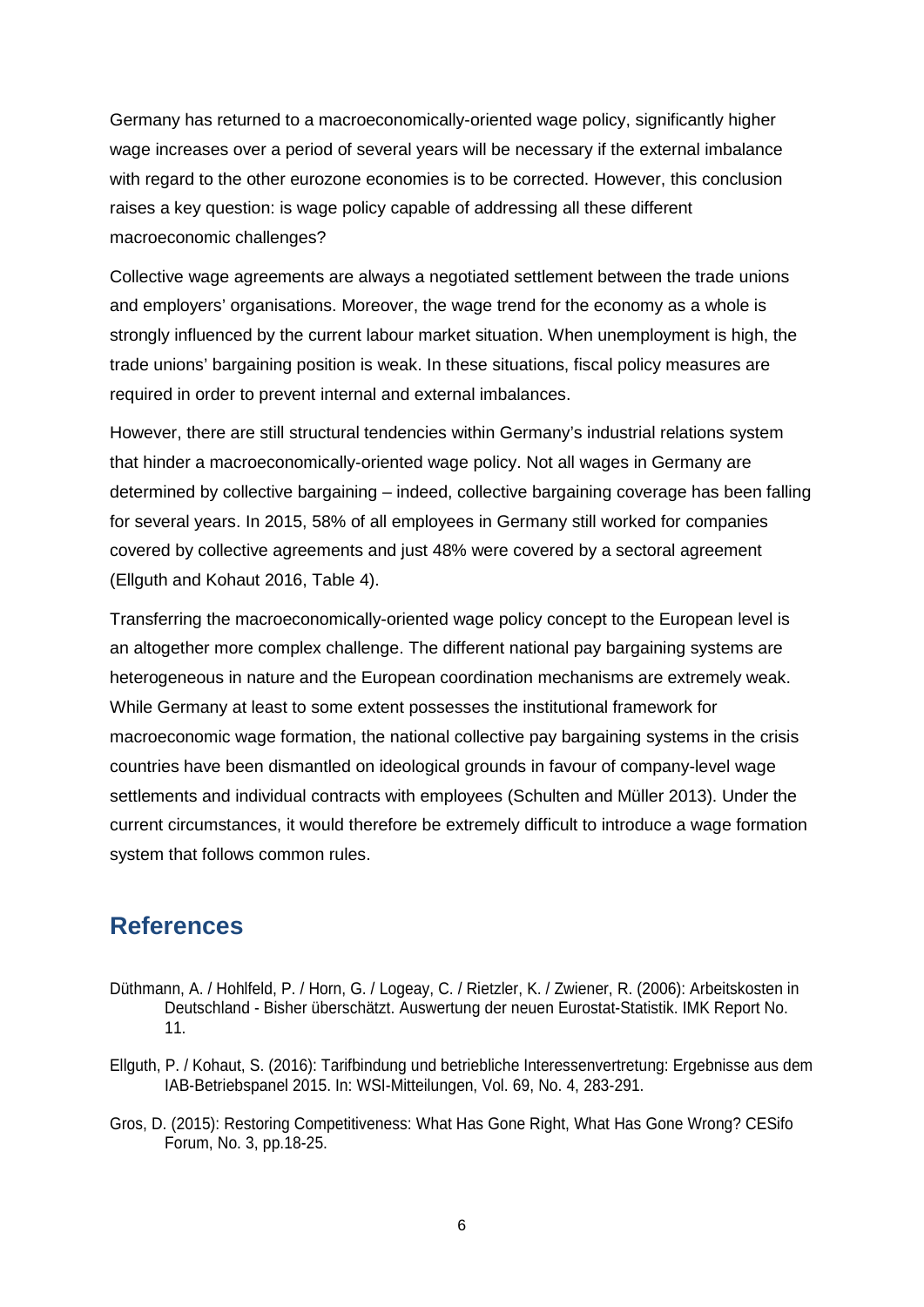Germany has returned to a macroeconomically-oriented wage policy, significantly higher wage increases over a period of several years will be necessary if the external imbalance with regard to the other eurozone economies is to be corrected. However, this conclusion raises a key question: is wage policy capable of addressing all these different macroeconomic challenges?

Collective wage agreements are always a negotiated settlement between the trade unions and employers' organisations. Moreover, the wage trend for the economy as a whole is strongly influenced by the current labour market situation. When unemployment is high, the trade unions' bargaining position is weak. In these situations, fiscal policy measures are required in order to prevent internal and external imbalances.

However, there are still structural tendencies within Germany's industrial relations system that hinder a macroeconomically-oriented wage policy. Not all wages in Germany are determined by collective bargaining – indeed, collective bargaining coverage has been falling for several years. In 2015, 58% of all employees in Germany still worked for companies covered by collective agreements and just 48% were covered by a sectoral agreement (Ellguth and Kohaut 2016, Table 4).

Transferring the macroeconomically-oriented wage policy concept to the European level is an altogether more complex challenge. The different national pay bargaining systems are heterogeneous in nature and the European coordination mechanisms are extremely weak. While Germany at least to some extent possesses the institutional framework for macroeconomic wage formation, the national collective pay bargaining systems in the crisis countries have been dismantled on ideological grounds in favour of company-level wage settlements and individual contracts with employees (Schulten and Müller 2013). Under the current circumstances, it would therefore be extremely difficult to introduce a wage formation system that follows common rules.

## References

Düthmann, A. / Hohlfeld, P. / Horn, G. / Logeay, C. / Rietzler, K. / Zwiener, R. (2006): Arbeitskosten in Deutschland - Bisher überschätzt. Auswertung der neuen Eurostat-Statistik. IMK Report No. 11.

Ellguth, P. / Kohaut, S. (2016): Tarifbindung und betriebliche Interessenvertretung: Ergebnisse aus dem IAB-Betriebspanel 2015. In: WSI-Mitteilungen, Vol. 69, No. 4, 283-291.

Gros, D. (2015): Restoring Competitiveness: What Has Gone Right, What Has Gone Wrong? CESifo Forum, No. 3, pp.18-25.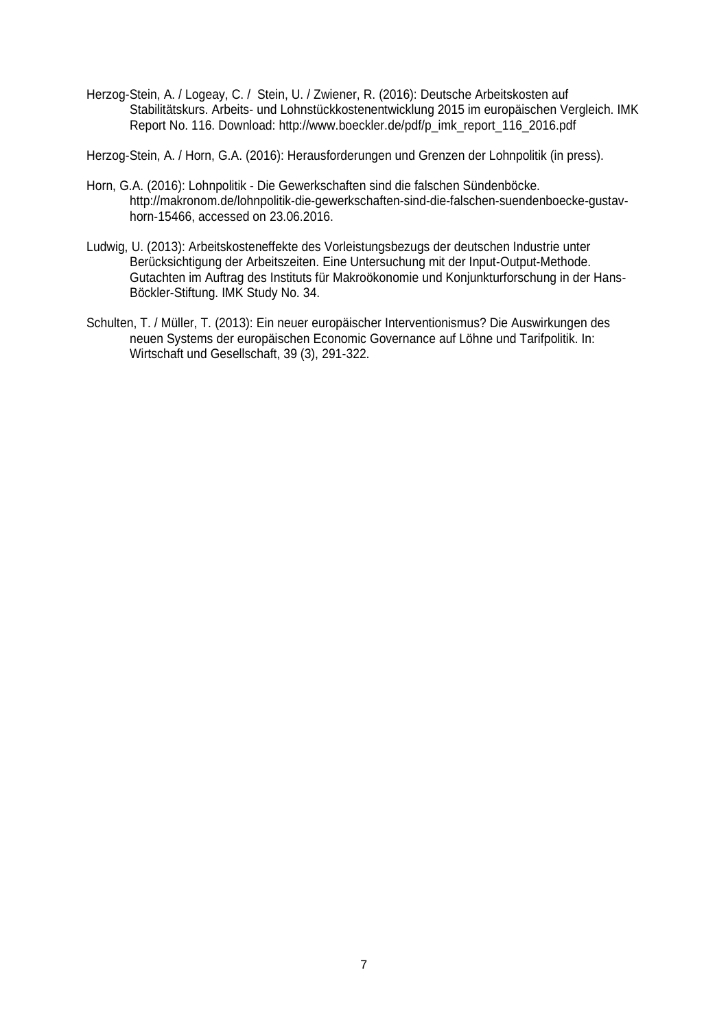Herzog-Stein, A. / Logeay, C. / Stein, U. / Zwiener, R. (2016): Deutsche Arbeitskosten auf Stabilitätskurs. Arbeits- und Lohnstückkostenentwicklung 2015 im europäischen Vergleich. IMK Report No. 116. Download: http://www.boeckler.de/pdf/p_imk_report_116_2016.pdf

Herzog-Stein, A. / Horn, G.A. (2016): Herausforderungen und Grenzen der Lohnpolitik (in press).

Horn, G.A. (2016): Lohnpolitik - Die Gewerkschaften sind die falschen Sündenböcke. http://makronom.de/lohnpolitik-die-gewerkschaften-sind-die-falschen-suendenboecke-gustav-horn-15466, accessed on 23.06.2016.

Ludwig, U. (2013): Arbeitskosteneffekte des Vorleistungsbezugs der deutschen Industrie unter Berücksichtigung der Arbeitszeiten. Eine Untersuchung mit der Input-Output-Methode. Gutachten im Auftrag des Instituts für Makroökonomie und Konjunkturforschung in der Hans-Böckler-Stiftung. IMK Study No. 34.

Schulten, T. / Müller, T. (2013): Ein neuer europäischer Interventionismus? Die Auswirkungen des neuen Systems der europäischen Economic Governance auf Löhne und Tarifpolitik. In: Wirtschaft und Gesellschaft, 39 (3), 291-322.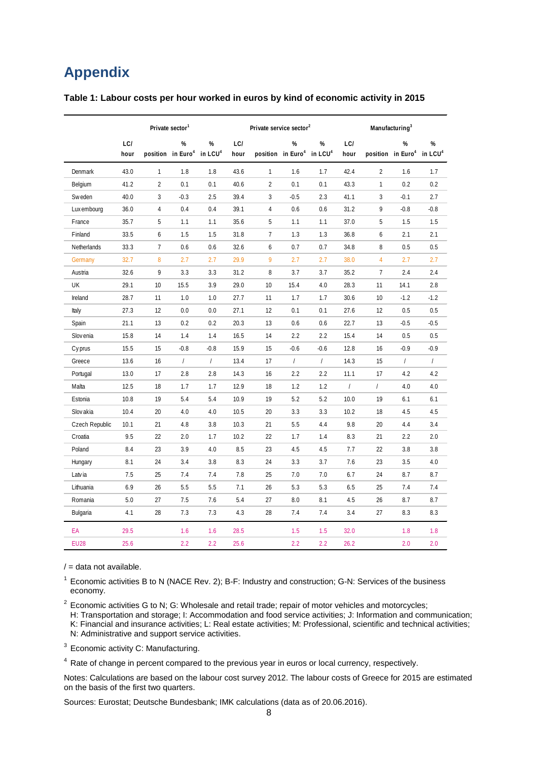# Appendix

**Table 1: Labour costs per hour worked in euros by kind of economic activity in 2015**

| | Private sector[1] | | | | Private service sector[2] | | | | Manufacturing[3] | | | |
|---|---|---|---|---|---|---|---|---|---|---|---|---|
| | LC/ hour | position | % in Euro[4] | % in LCU[4] | LC/ hour | position | % in Euro[4] | % in LCU[4] | LC/ hour | position | % in Euro[4] | % in LCU[4] |
| Denmark | 43.0 | 1 | 1.8 | 1.8 | 43.6 | 1 | 1.6 | 1.7 | 42.4 | 2 | 1.6 | 1.7 |
| Belgium | 41.2 | 2 | 0.1 | 0.1 | 40.6 | 2 | 0.1 | 0.1 | 43.3 | 1 | 0.2 | 0.2 |
| Sweden | 40.0 | 3 | -0.3 | 2.5 | 39.4 | 3 | -0.5 | 2.3 | 41.1 | 3 | -0.1 | 2.7 |
| Luxembourg | 36.0 | 4 | 0.4 | 0.4 | 39.1 | 4 | 0.6 | 0.6 | 31.2 | 9 | -0.8 | -0.8 |
| France | 35.7 | 5 | 1.1 | 1.1 | 35.6 | 5 | 1.1 | 1.1 | 37.0 | 5 | 1.5 | 1.5 |
| Finland | 33.5 | 6 | 1.5 | 1.5 | 31.8 | 7 | 1.3 | 1.3 | 36.8 | 6 | 2.1 | 2.1 |
| Netherlands | 33.3 | 7 | 0.6 | 0.6 | 32.6 | 6 | 0.7 | 0.7 | 34.8 | 8 | 0.5 | 0.5 |
| Germany | 32.7 | 8 | 2.7 | 2.7 | 29.9 | 9 | 2.7 | 2.7 | 38.0 | 4 | 2.7 | 2.7 |
| Austria | 32.6 | 9 | 3.3 | 3.3 | 31.2 | 8 | 3.7 | 3.7 | 35.2 | 7 | 2.4 | 2.4 |
| UK | 29.1 | 10 | 15.5 | 3.9 | 29.0 | 10 | 15.4 | 4.0 | 28.3 | 11 | 14.1 | 2.8 |
| Ireland | 28.7 | 11 | 1.0 | 1.0 | 27.7 | 11 | 1.7 | 1.7 | 30.6 | 10 | -1.2 | -1.2 |
| Italy | 27.3 | 12 | 0.0 | 0.0 | 27.1 | 12 | 0.1 | 0.1 | 27.6 | 12 | 0.5 | 0.5 |
| Spain | 21.1 | 13 | 0.2 | 0.2 | 20.3 | 13 | 0.6 | 0.6 | 22.7 | 13 | -0.5 | -0.5 |
| Slovenia | 15.8 | 14 | 1.4 | 1.4 | 16.5 | 14 | 2.2 | 2.2 | 15.4 | 14 | 0.5 | 0.5 |
| Cyprus | 15.5 | 15 | -0.8 | -0.8 | 15.9 | 15 | -0.6 | -0.6 | 12.8 | 16 | -0.9 | -0.9 |
| Greece | 13.6 | 16 | / | / | 13.4 | 17 | / | / | 14.3 | 15 | / | / |
| Portugal | 13.0 | 17 | 2.8 | 2.8 | 14.3 | 16 | 2.2 | 2.2 | 11.1 | 17 | 4.2 | 4.2 |
| Malta | 12.5 | 18 | 1.7 | 1.7 | 12.9 | 18 | 1.2 | 1.2 | / | / | 4.0 | 4.0 |
| Estonia | 10.8 | 19 | 5.4 | 5.4 | 10.9 | 19 | 5.2 | 5.2 | 10.0 | 19 | 6.1 | 6.1 |
| Slovakia | 10.4 | 20 | 4.0 | 4.0 | 10.5 | 20 | 3.3 | 3.3 | 10.2 | 18 | 4.5 | 4.5 |
| Czech Republic | 10.1 | 21 | 4.8 | 3.8 | 10.3 | 21 | 5.5 | 4.4 | 9.8 | 20 | 4.4 | 3.4 |
| Croatia | 9.5 | 22 | 2.0 | 1.7 | 10.2 | 22 | 1.7 | 1.4 | 8.3 | 21 | 2.2 | 2.0 |
| Poland | 8.4 | 23 | 3.9 | 4.0 | 8.5 | 23 | 4.5 | 4.5 | 7.7 | 22 | 3.8 | 3.8 |
| Hungary | 8.1 | 24 | 3.4 | 3.8 | 8.3 | 24 | 3.3 | 3.7 | 7.6 | 23 | 3.5 | 4.0 |
| Latvia | 7.5 | 25 | 7.4 | 7.4 | 7.8 | 25 | 7.0 | 7.0 | 6.7 | 24 | 8.7 | 8.7 |
| Lithuania | 6.9 | 26 | 5.5 | 5.5 | 7.1 | 26 | 5.3 | 5.3 | 6.5 | 25 | 7.4 | 7.4 |
| Romania | 5.0 | 27 | 7.5 | 7.6 | 5.4 | 27 | 8.0 | 8.1 | 4.5 | 26 | 8.7 | 8.7 |
| Bulgaria | 4.1 | 28 | 7.3 | 7.3 | 4.3 | 28 | 7.4 | 7.4 | 3.4 | 27 | 8.3 | 8.3 |
| EA | 29.5 | | 1.6 | 1.6 | 28.5 | | 1.5 | 1.5 | 32.0 | | 1.8 | 1.8 |
| EU28 | 25.6 | | 2.2 | 2.2 | 25.6 | | 2.2 | 2.2 | 26.2 | | 2.0 | 2.0 |

/ = data not available.

[1] Economic activities B to N (NACE Rev. 2); B-F: Industry and construction; G-N: Services of the business economy.

[2] Economic activities G to N; G: Wholesale and retail trade; repair of motor vehicles and motorcycles; H: Transportation and storage; I: Accommodation and food service activities; J: Information and communication; K: Financial and insurance activities; L: Real estate activities; M: Professional, scientific and technical activities; N: Administrative and support service activities.

[3] Economic activity C: Manufacturing.

[4] Rate of change in percent compared to the previous year in euros or local currency, respectively.

Notes: Calculations are based on the labour cost survey 2012. The labour costs of Greece for 2015 are estimated on the basis of the first two quarters.

Sources: Eurostat; Deutsche Bundesbank; IMK calculations (data as of 20.06.2016).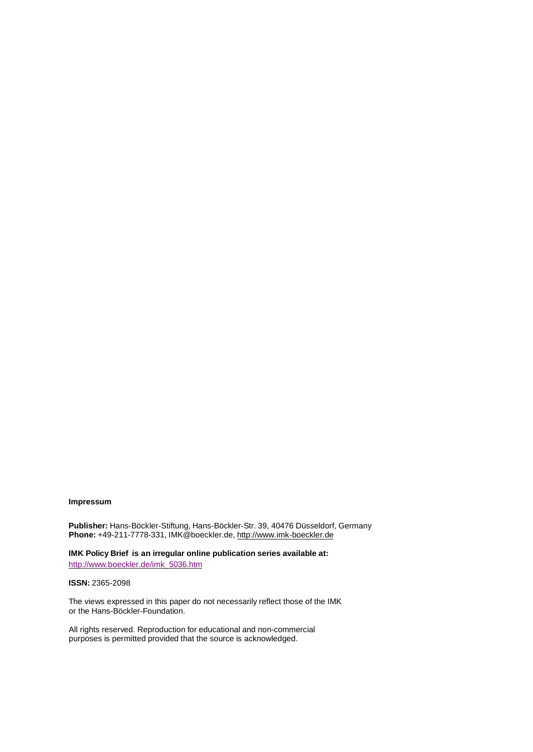**Impressum**

**Publisher:** Hans-Böckler-Stiftung, Hans-Böckler-Str. 39, 40476 Düsseldorf, Germany
**Phone:** +49-211-7778-331, IMK@boeckler.de, http://www.imk-boeckler.de

**IMK Policy Brief is an irregular online publication series available at:**
http://www.boeckler.de/imk_5036.htm

**ISSN:** 2365-2098

The views expressed in this paper do not necessarily reflect those of the IMK or the Hans-Böckler-Foundation.

All rights reserved. Reproduction for educational and non-commercial purposes is permitted provided that the source is acknowledged.